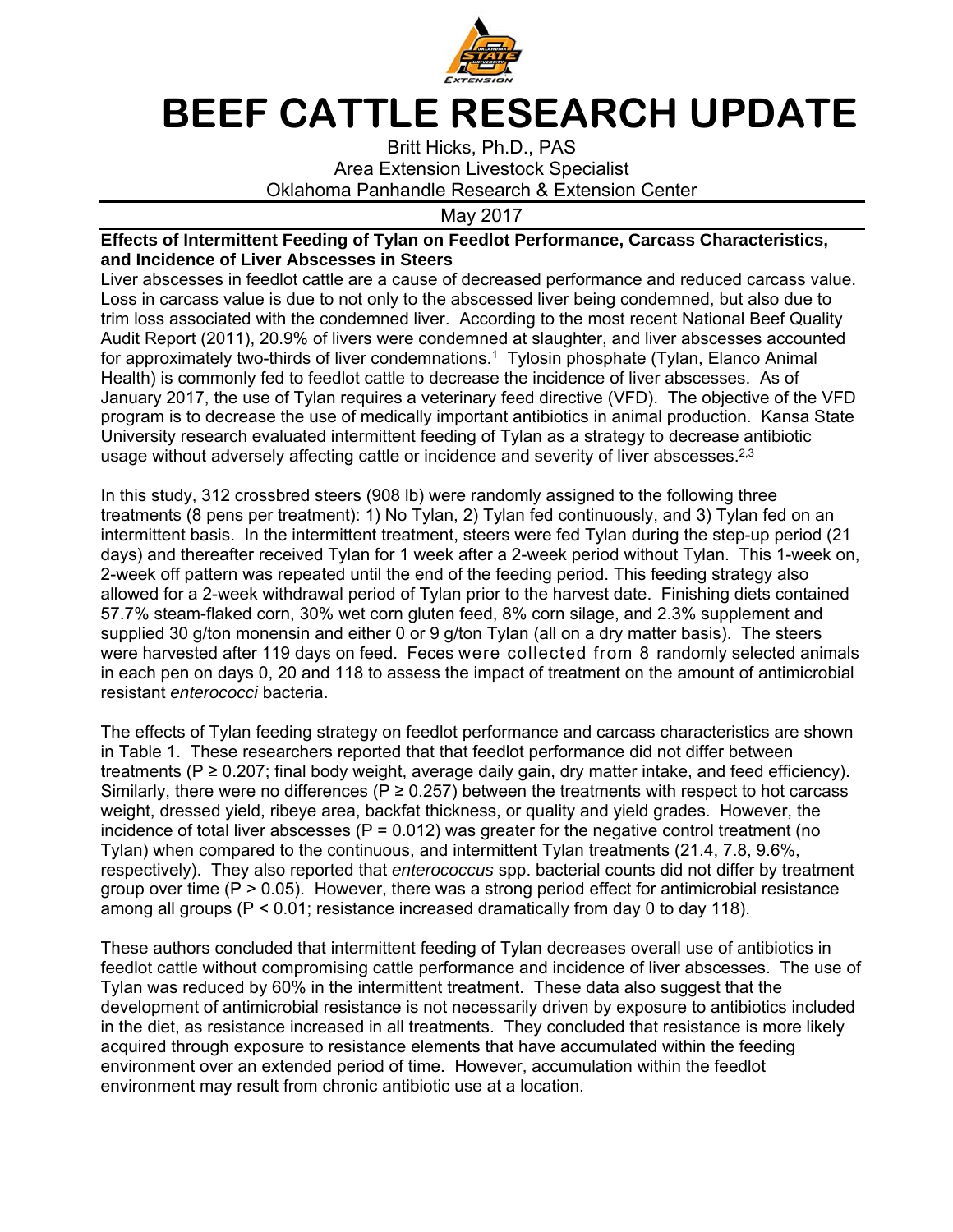# BEEF CATTLE RESEARCH UPDATE

Britt Hicks, Ph.D., PAS
Area Extension Livestock Specialist
Oklahoma Panhandle Research & Extension Center

May 2017

**Effects of Intermittent Feeding of Tylan on Feedlot Performance, Carcass Characteristics, and Incidence of Liver Abscesses in Steers**

Liver abscesses in feedlot cattle are a cause of decreased performance and reduced carcass value. Loss in carcass value is due to not only to the abscessed liver being condemned, but also due to trim loss associated with the condemned liver. According to the most recent National Beef Quality Audit Report (2011), 20.9% of livers were condemned at slaughter, and liver abscesses accounted for approximately two-thirds of liver condemnations.[1] Tylosin phosphate (Tylan, Elanco Animal Health) is commonly fed to feedlot cattle to decrease the incidence of liver abscesses. As of January 2017, the use of Tylan requires a veterinary feed directive (VFD). The objective of the VFD program is to decrease the use of medically important antibiotics in animal production. Kansa State University research evaluated intermittent feeding of Tylan as a strategy to decrease antibiotic usage without adversely affecting cattle or incidence and severity of liver abscesses.[2,3]

In this study, 312 crossbred steers (908 lb) were randomly assigned to the following three treatments (8 pens per treatment): 1) No Tylan, 2) Tylan fed continuously, and 3) Tylan fed on an intermittent basis. In the intermittent treatment, steers were fed Tylan during the step-up period (21 days) and thereafter received Tylan for 1 week after a 2-week period without Tylan. This 1-week on, 2-week off pattern was repeated until the end of the feeding period. This feeding strategy also allowed for a 2-week withdrawal period of Tylan prior to the harvest date. Finishing diets contained 57.7% steam-flaked corn, 30% wet corn gluten feed, 8% corn silage, and 2.3% supplement and supplied 30 g/ton monensin and either 0 or 9 g/ton Tylan (all on a dry matter basis). The steers were harvested after 119 days on feed. Feces were collected from 8 randomly selected animals in each pen on days 0, 20 and 118 to assess the impact of treatment on the amount of antimicrobial resistant *enterococci* bacteria.

The effects of Tylan feeding strategy on feedlot performance and carcass characteristics are shown in Table 1. These researchers reported that that feedlot performance did not differ between treatments ($P \geq 0.207$; final body weight, average daily gain, dry matter intake, and feed efficiency). Similarly, there were no differences ($P \geq 0.257$) between the treatments with respect to hot carcass weight, dressed yield, ribeye area, backfat thickness, or quality and yield grades. However, the incidence of total liver abscesses ($P = 0.012$) was greater for the negative control treatment (no Tylan) when compared to the continuous, and intermittent Tylan treatments (21.4, 7.8, 9.6%, respectively). They also reported that *enterococcus* spp. bacterial counts did not differ by treatment group over time ($P > 0.05$). However, there was a strong period effect for antimicrobial resistance among all groups ($P < 0.01$; resistance increased dramatically from day 0 to day 118).

These authors concluded that intermittent feeding of Tylan decreases overall use of antibiotics in feedlot cattle without compromising cattle performance and incidence of liver abscesses. The use of Tylan was reduced by 60% in the intermittent treatment. These data also suggest that the development of antimicrobial resistance is not necessarily driven by exposure to antibiotics included in the diet, as resistance increased in all treatments. They concluded that resistance is more likely acquired through exposure to resistance elements that have accumulated within the feeding environment over an extended period of time. However, accumulation within the feedlot environment may result from chronic antibiotic use at a location.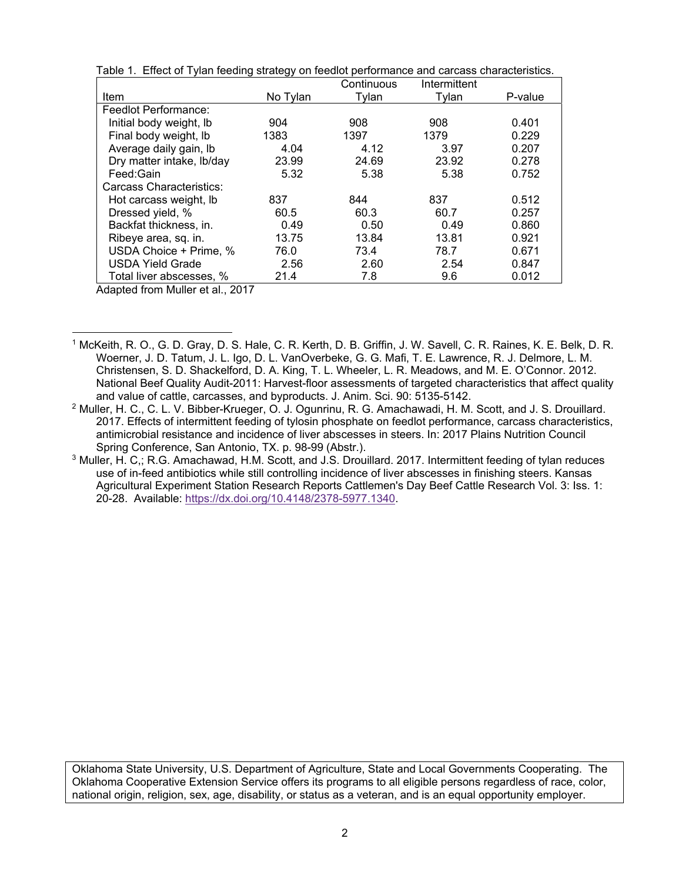Table 1. Effect of Tylan feeding strategy on feedlot performance and carcass characteristics.

| Item | No Tylan | Continuous Tylan | Intermittent Tylan | P-value |
|---|---|---|---|---|
| Feedlot Performance: | | | | |
| Initial body weight, lb | 904 | 908 | 908 | 0.401 |
| Final body weight, lb | 1383 | 1397 | 1379 | 0.229 |
| Average daily gain, lb | 4.04 | 4.12 | 3.97 | 0.207 |
| Dry matter intake, lb/day | 23.99 | 24.69 | 23.92 | 0.278 |
| Feed:Gain | 5.32 | 5.38 | 5.38 | 0.752 |
| Carcass Characteristics: | | | | |
| Hot carcass weight, lb | 837 | 844 | 837 | 0.512 |
| Dressed yield, % | 60.5 | 60.3 | 60.7 | 0.257 |
| Backfat thickness, in. | 0.49 | 0.50 | 0.49 | 0.860 |
| Ribeye area, sq. in. | 13.75 | 13.84 | 13.81 | 0.921 |
| USDA Choice + Prime, % | 76.0 | 73.4 | 78.7 | 0.671 |
| USDA Yield Grade | 2.56 | 2.60 | 2.54 | 0.847 |
| Total liver abscesses, % | 21.4 | 7.8 | 9.6 | 0.012 |

Adapted from Muller et al., 2017

[1] McKeith, R. O., G. D. Gray, D. S. Hale, C. R. Kerth, D. B. Griffin, J. W. Savell, C. R. Raines, K. E. Belk, D. R. Woerner, J. D. Tatum, J. L. Igo, D. L. VanOverbeke, G. G. Mafi, T. E. Lawrence, R. J. Delmore, L. M. Christensen, S. D. Shackelford, D. A. King, T. L. Wheeler, L. R. Meadows, and M. E. O'Connor. 2012. National Beef Quality Audit-2011: Harvest-floor assessments of targeted characteristics that affect quality and value of cattle, carcasses, and byproducts. J. Anim. Sci. 90: 5135-5142.

[2] Muller, H. C., C. L. V. Bibber-Krueger, O. J. Ogunrinu, R. G. Amachawadi, H. M. Scott, and J. S. Drouillard. 2017. Effects of intermittent feeding of tylosin phosphate on feedlot performance, carcass characteristics, antimicrobial resistance and incidence of liver abscesses in steers. In: 2017 Plains Nutrition Council Spring Conference, San Antonio, TX. p. 98-99 (Abstr.).

[3] Muller, H. C,; R.G. Amachawad, H.M. Scott, and J.S. Drouillard. 2017. Intermittent feeding of tylan reduces use of in-feed antibiotics while still controlling incidence of liver abscesses in finishing steers. Kansas Agricultural Experiment Station Research Reports Cattlemen's Day Beef Cattle Research Vol. 3: Iss. 1: 20-28. Available: https://dx.doi.org/10.4148/2378-5977.1340.

Oklahoma State University, U.S. Department of Agriculture, State and Local Governments Cooperating. The Oklahoma Cooperative Extension Service offers its programs to all eligible persons regardless of race, color, national origin, religion, sex, age, disability, or status as a veteran, and is an equal opportunity employer.